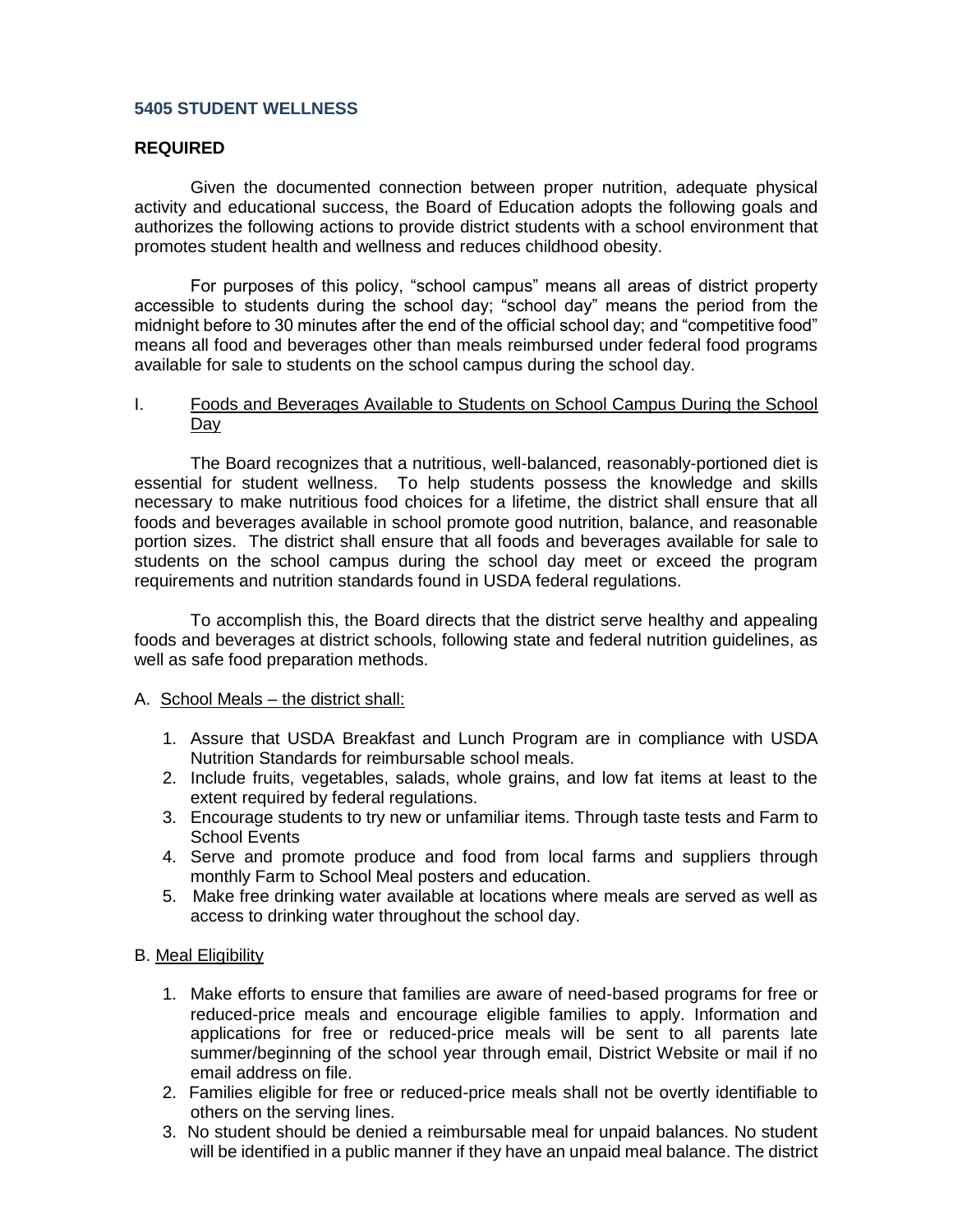# 5405 STUDENT WELLNESS

**REQUIRED**

Given the documented connection between proper nutrition, adequate physical activity and educational success, the Board of Education adopts the following goals and authorizes the following actions to provide district students with a school environment that promotes student health and wellness and reduces childhood obesity.

For purposes of this policy, "school campus" means all areas of district property accessible to students during the school day; "school day" means the period from the midnight before to 30 minutes after the end of the official school day; and "competitive food" means all food and beverages other than meals reimbursed under federal food programs available for sale to students on the school campus during the school day.

## I. Foods and Beverages Available to Students on School Campus During the School Day

The Board recognizes that a nutritious, well-balanced, reasonably-portioned diet is essential for student wellness. To help students possess the knowledge and skills necessary to make nutritious food choices for a lifetime, the district shall ensure that all foods and beverages available in school promote good nutrition, balance, and reasonable portion sizes. The district shall ensure that all foods and beverages available for sale to students on the school campus during the school day meet or exceed the program requirements and nutrition standards found in USDA federal regulations.

To accomplish this, the Board directs that the district serve healthy and appealing foods and beverages at district schools, following state and federal nutrition guidelines, as well as safe food preparation methods.

A. School Meals – the district shall:

1. Assure that USDA Breakfast and Lunch Program are in compliance with USDA Nutrition Standards for reimbursable school meals.
2. Include fruits, vegetables, salads, whole grains, and low fat items at least to the extent required by federal regulations.
3. Encourage students to try new or unfamiliar items. Through taste tests and Farm to School Events
4. Serve and promote produce and food from local farms and suppliers through monthly Farm to School Meal posters and education.
5. Make free drinking water available at locations where meals are served as well as access to drinking water throughout the school day.

B. Meal Eligibility

1. Make efforts to ensure that families are aware of need-based programs for free or reduced-price meals and encourage eligible families to apply. Information and applications for free or reduced-price meals will be sent to all parents late summer/beginning of the school year through email, District Website or mail if no email address on file.
2. Families eligible for free or reduced-price meals shall not be overtly identifiable to others on the serving lines.
3. No student should be denied a reimbursable meal for unpaid balances. No student will be identified in a public manner if they have an unpaid meal balance. The district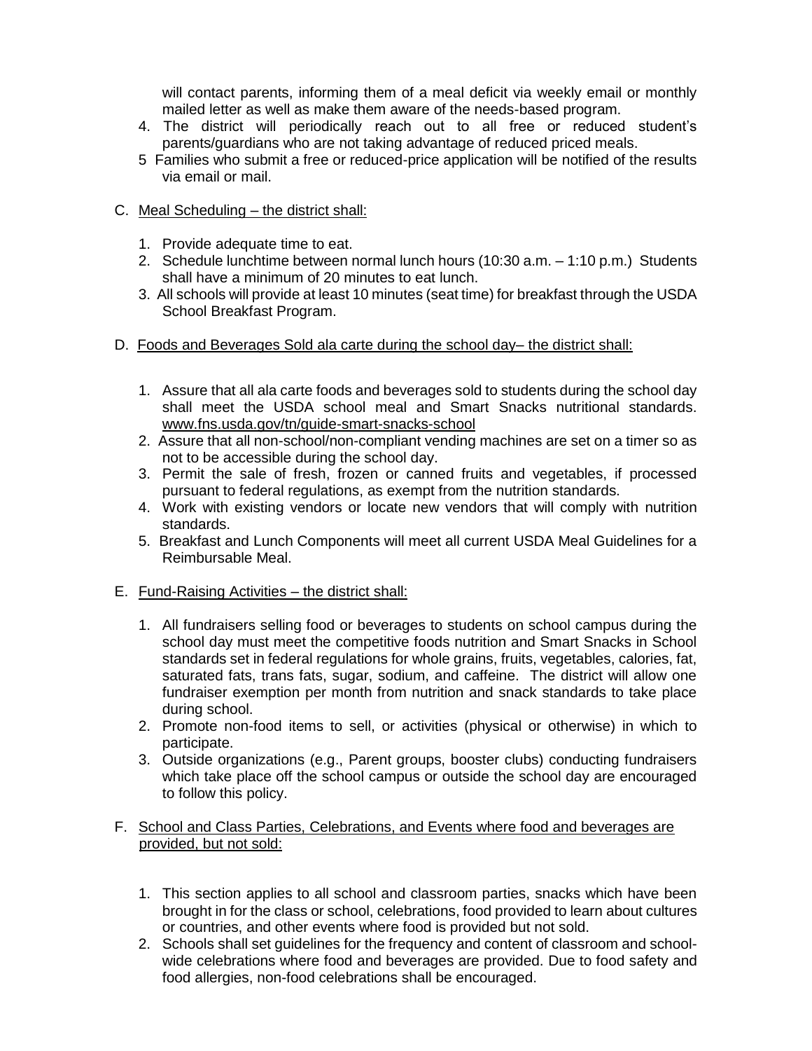will contact parents, informing them of a meal deficit via weekly email or monthly mailed letter as well as make them aware of the needs-based program.

4. The district will periodically reach out to all free or reduced student's parents/guardians who are not taking advantage of reduced priced meals.
5. Families who submit a free or reduced-price application will be notified of the results via email or mail.

C. <u>Meal Scheduling – the district shall:</u>

1. Provide adequate time to eat.
2. Schedule lunchtime between normal lunch hours (10:30 a.m. – 1:10 p.m.) Students shall have a minimum of 20 minutes to eat lunch.
3. All schools will provide at least 10 minutes (seat time) for breakfast through the USDA School Breakfast Program.

D. <u>Foods and Beverages Sold ala carte during the school day– the district shall:</u>

1. Assure that all ala carte foods and beverages sold to students during the school day shall meet the USDA school meal and Smart Snacks nutritional standards. www.fns.usda.gov/tn/guide-smart-snacks-school
2. Assure that all non-school/non-compliant vending machines are set on a timer so as not to be accessible during the school day.
3. Permit the sale of fresh, frozen or canned fruits and vegetables, if processed pursuant to federal regulations, as exempt from the nutrition standards.
4. Work with existing vendors or locate new vendors that will comply with nutrition standards.
5. Breakfast and Lunch Components will meet all current USDA Meal Guidelines for a Reimbursable Meal.

E. <u>Fund-Raising Activities – the district shall:</u>

1. All fundraisers selling food or beverages to students on school campus during the school day must meet the competitive foods nutrition and Smart Snacks in School standards set in federal regulations for whole grains, fruits, vegetables, calories, fat, saturated fats, trans fats, sugar, sodium, and caffeine. The district will allow one fundraiser exemption per month from nutrition and snack standards to take place during school.
2. Promote non-food items to sell, or activities (physical or otherwise) in which to participate.
3. Outside organizations (e.g., Parent groups, booster clubs) conducting fundraisers which take place off the school campus or outside the school day are encouraged to follow this policy.

F. <u>School and Class Parties, Celebrations, and Events where food and beverages are provided, but not sold:</u>

1. This section applies to all school and classroom parties, snacks which have been brought in for the class or school, celebrations, food provided to learn about cultures or countries, and other events where food is provided but not sold.
2. Schools shall set guidelines for the frequency and content of classroom and school-wide celebrations where food and beverages are provided. Due to food safety and food allergies, non-food celebrations shall be encouraged.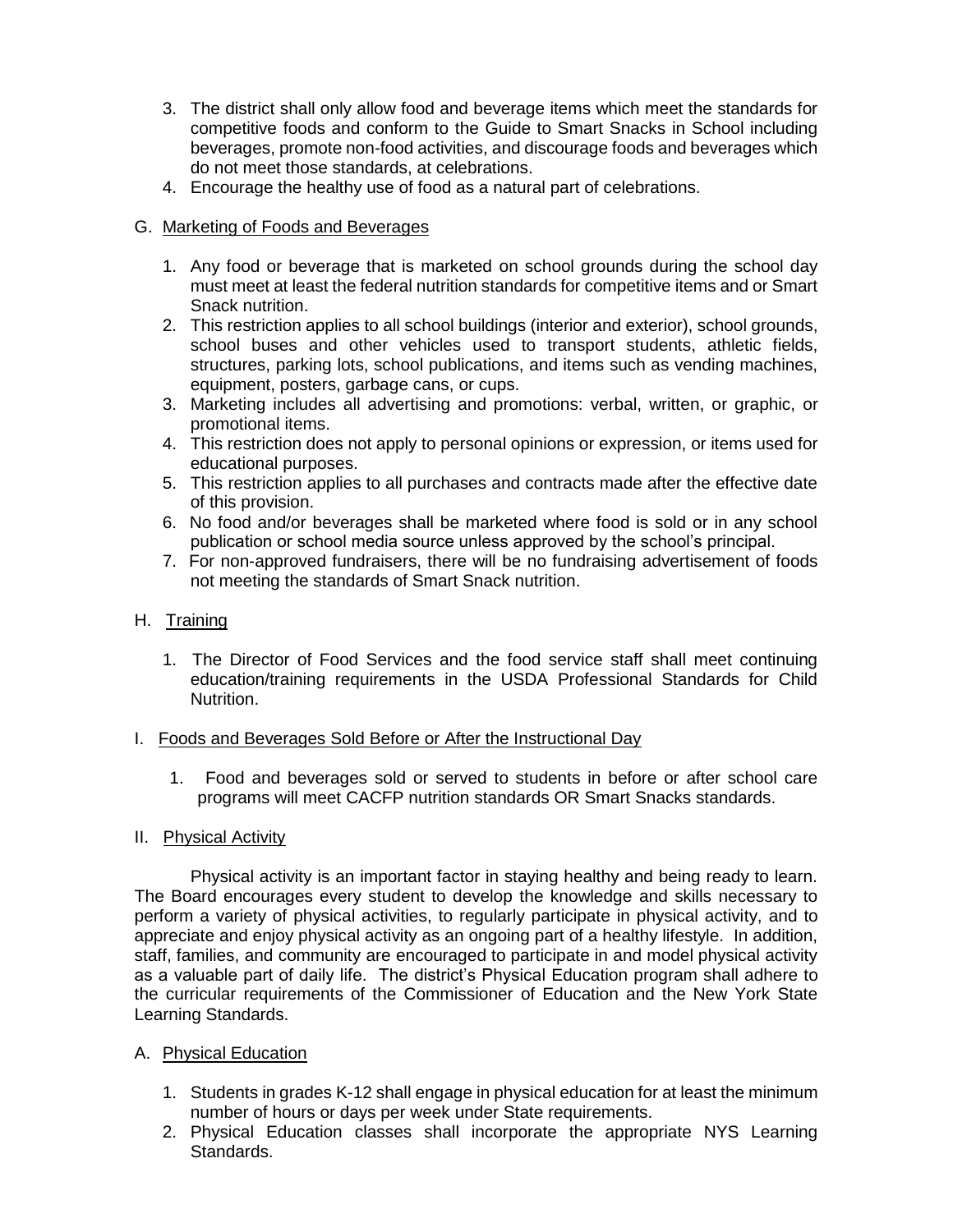3. The district shall only allow food and beverage items which meet the standards for competitive foods and conform to the Guide to Smart Snacks in School including beverages, promote non-food activities, and discourage foods and beverages which do not meet those standards, at celebrations.
4. Encourage the healthy use of food as a natural part of celebrations.

G. <u>Marketing of Foods and Beverages</u>

1. Any food or beverage that is marketed on school grounds during the school day must meet at least the federal nutrition standards for competitive items and or Smart Snack nutrition.
2. This restriction applies to all school buildings (interior and exterior), school grounds, school buses and other vehicles used to transport students, athletic fields, structures, parking lots, school publications, and items such as vending machines, equipment, posters, garbage cans, or cups.
3. Marketing includes all advertising and promotions: verbal, written, or graphic, or promotional items.
4. This restriction does not apply to personal opinions or expression, or items used for educational purposes.
5. This restriction applies to all purchases and contracts made after the effective date of this provision.
6. No food and/or beverages shall be marketed where food is sold or in any school publication or school media source unless approved by the school's principal.
7. For non-approved fundraisers, there will be no fundraising advertisement of foods not meeting the standards of Smart Snack nutrition.

H. <u>Training</u>

1. The Director of Food Services and the food service staff shall meet continuing education/training requirements in the USDA Professional Standards for Child Nutrition.

I. <u>Foods and Beverages Sold Before or After the Instructional Day</u>

1. Food and beverages sold or served to students in before or after school care programs will meet CACFP nutrition standards OR Smart Snacks standards.

II. <u>Physical Activity</u>

Physical activity is an important factor in staying healthy and being ready to learn. The Board encourages every student to develop the knowledge and skills necessary to perform a variety of physical activities, to regularly participate in physical activity, and to appreciate and enjoy physical activity as an ongoing part of a healthy lifestyle. In addition, staff, families, and community are encouraged to participate in and model physical activity as a valuable part of daily life. The district's Physical Education program shall adhere to the curricular requirements of the Commissioner of Education and the New York State Learning Standards.

A. <u>Physical Education</u>

1. Students in grades K-12 shall engage in physical education for at least the minimum number of hours or days per week under State requirements.
2. Physical Education classes shall incorporate the appropriate NYS Learning Standards.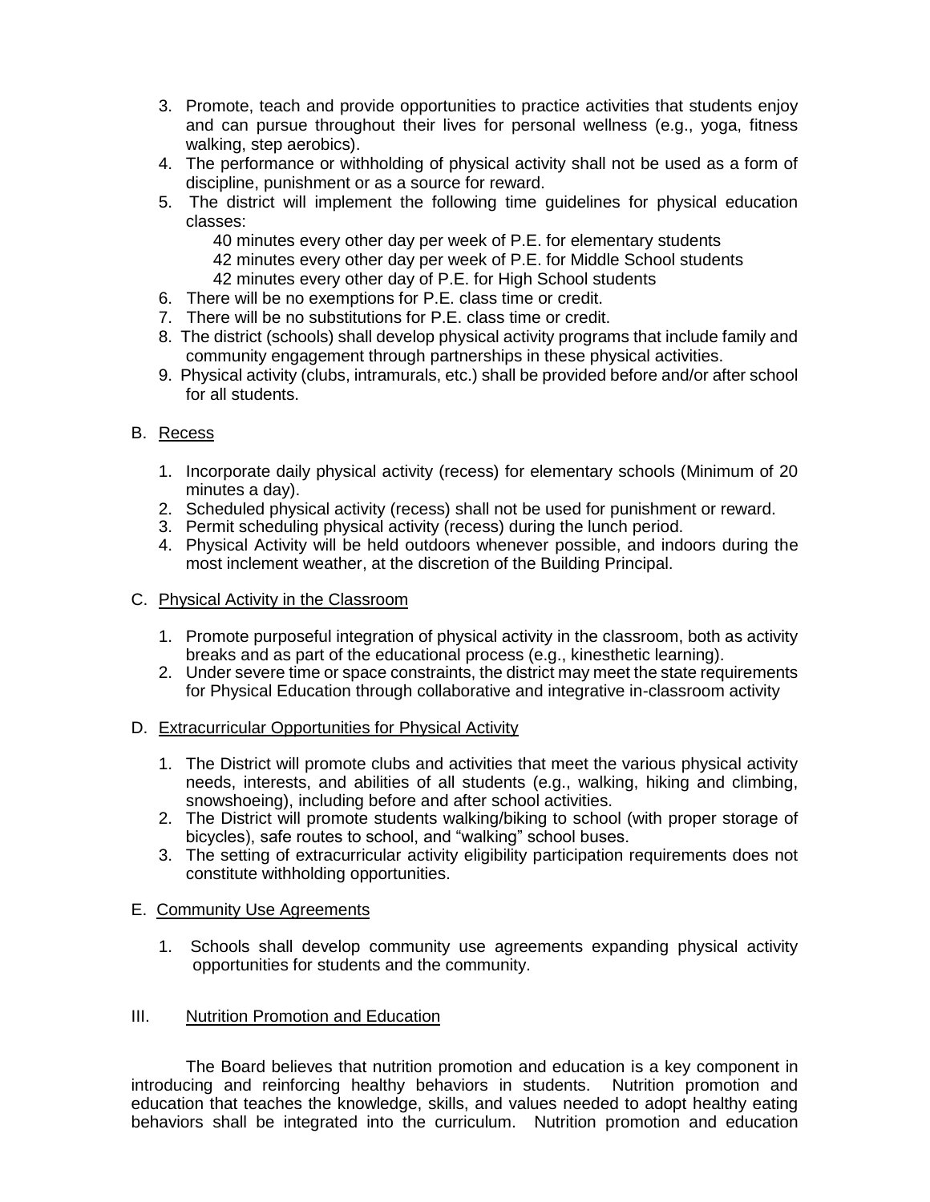3. Promote, teach and provide opportunities to practice activities that students enjoy and can pursue throughout their lives for personal wellness (e.g., yoga, fitness walking, step aerobics).
4. The performance or withholding of physical activity shall not be used as a form of discipline, punishment or as a source for reward.
5. The district will implement the following time guidelines for physical education classes:

   40 minutes every other day per week of P.E. for elementary students
   42 minutes every other day per week of P.E. for Middle School students
   42 minutes every other day of P.E. for High School students
6. There will be no exemptions for P.E. class time or credit.
7. There will be no substitutions for P.E. class time or credit.
8. The district (schools) shall develop physical activity programs that include family and community engagement through partnerships in these physical activities.
9. Physical activity (clubs, intramurals, etc.) shall be provided before and/or after school for all students.

B. Recess

1. Incorporate daily physical activity (recess) for elementary schools (Minimum of 20 minutes a day).
2. Scheduled physical activity (recess) shall not be used for punishment or reward.
3. Permit scheduling physical activity (recess) during the lunch period.
4. Physical Activity will be held outdoors whenever possible, and indoors during the most inclement weather, at the discretion of the Building Principal.

C. Physical Activity in the Classroom

1. Promote purposeful integration of physical activity in the classroom, both as activity breaks and as part of the educational process (e.g., kinesthetic learning).
2. Under severe time or space constraints, the district may meet the state requirements for Physical Education through collaborative and integrative in-classroom activity

D. Extracurricular Opportunities for Physical Activity

1. The District will promote clubs and activities that meet the various physical activity needs, interests, and abilities of all students (e.g., walking, hiking and climbing, snowshoeing), including before and after school activities.
2. The District will promote students walking/biking to school (with proper storage of bicycles), safe routes to school, and "walking" school buses.
3. The setting of extracurricular activity eligibility participation requirements does not constitute withholding opportunities.

E. Community Use Agreements

1. Schools shall develop community use agreements expanding physical activity opportunities for students and the community.

## III. Nutrition Promotion and Education

The Board believes that nutrition promotion and education is a key component in introducing and reinforcing healthy behaviors in students. Nutrition promotion and education that teaches the knowledge, skills, and values needed to adopt healthy eating behaviors shall be integrated into the curriculum. Nutrition promotion and education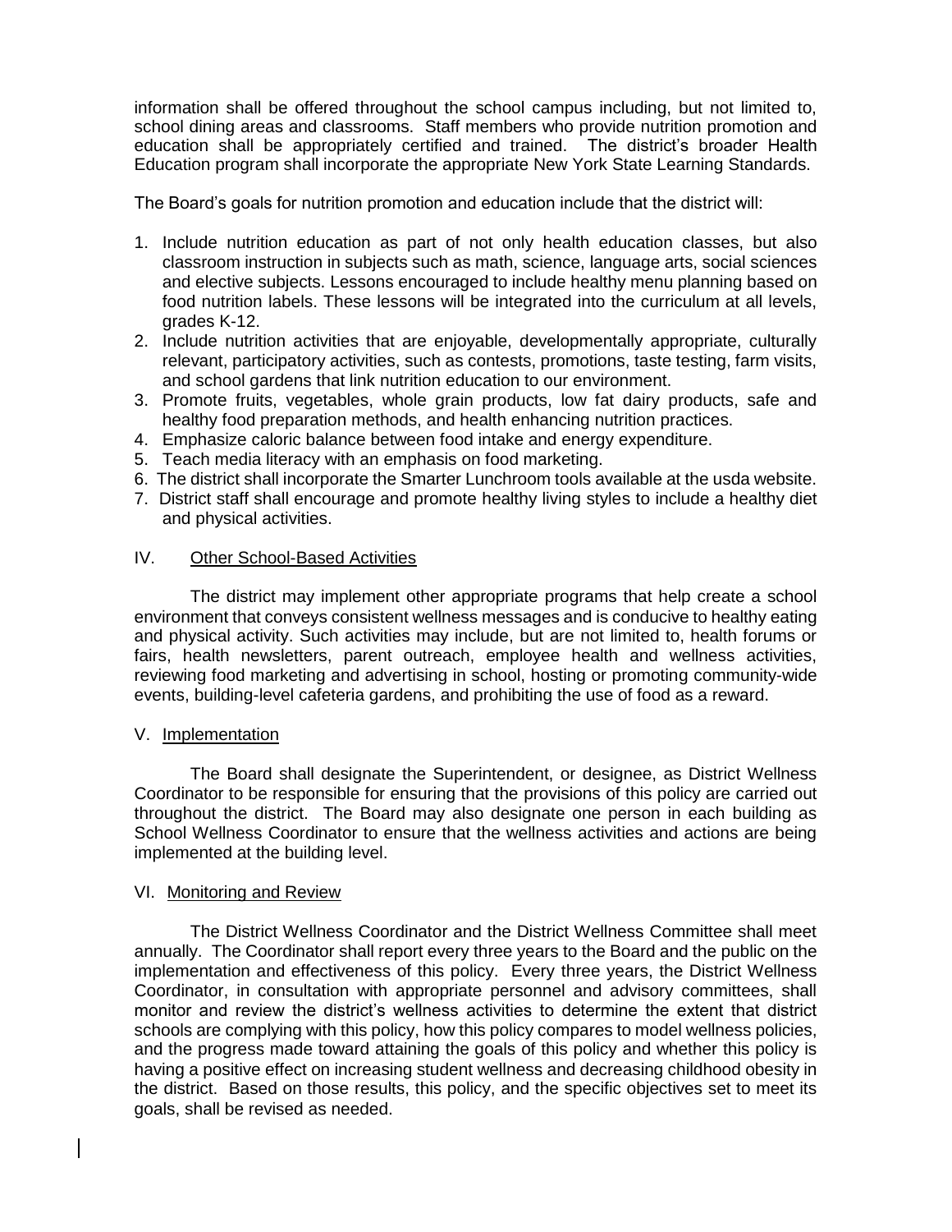information shall be offered throughout the school campus including, but not limited to, school dining areas and classrooms. Staff members who provide nutrition promotion and education shall be appropriately certified and trained. The district's broader Health Education program shall incorporate the appropriate New York State Learning Standards.

The Board's goals for nutrition promotion and education include that the district will:

1. Include nutrition education as part of not only health education classes, but also classroom instruction in subjects such as math, science, language arts, social sciences and elective subjects. Lessons encouraged to include healthy menu planning based on food nutrition labels. These lessons will be integrated into the curriculum at all levels, grades K-12.
2. Include nutrition activities that are enjoyable, developmentally appropriate, culturally relevant, participatory activities, such as contests, promotions, taste testing, farm visits, and school gardens that link nutrition education to our environment.
3. Promote fruits, vegetables, whole grain products, low fat dairy products, safe and healthy food preparation methods, and health enhancing nutrition practices.
4. Emphasize caloric balance between food intake and energy expenditure.
5. Teach media literacy with an emphasis on food marketing.
6. The district shall incorporate the Smarter Lunchroom tools available at the usda website.
7. District staff shall encourage and promote healthy living styles to include a healthy diet and physical activities.

## IV. Other School-Based Activities

The district may implement other appropriate programs that help create a school environment that conveys consistent wellness messages and is conducive to healthy eating and physical activity. Such activities may include, but are not limited to, health forums or fairs, health newsletters, parent outreach, employee health and wellness activities, reviewing food marketing and advertising in school, hosting or promoting community-wide events, building-level cafeteria gardens, and prohibiting the use of food as a reward.

## V. Implementation

The Board shall designate the Superintendent, or designee, as District Wellness Coordinator to be responsible for ensuring that the provisions of this policy are carried out throughout the district. The Board may also designate one person in each building as School Wellness Coordinator to ensure that the wellness activities and actions are being implemented at the building level.

## VI. Monitoring and Review

The District Wellness Coordinator and the District Wellness Committee shall meet annually. The Coordinator shall report every three years to the Board and the public on the implementation and effectiveness of this policy. Every three years, the District Wellness Coordinator, in consultation with appropriate personnel and advisory committees, shall monitor and review the district's wellness activities to determine the extent that district schools are complying with this policy, how this policy compares to model wellness policies, and the progress made toward attaining the goals of this policy and whether this policy is having a positive effect on increasing student wellness and decreasing childhood obesity in the district. Based on those results, this policy, and the specific objectives set to meet its goals, shall be revised as needed.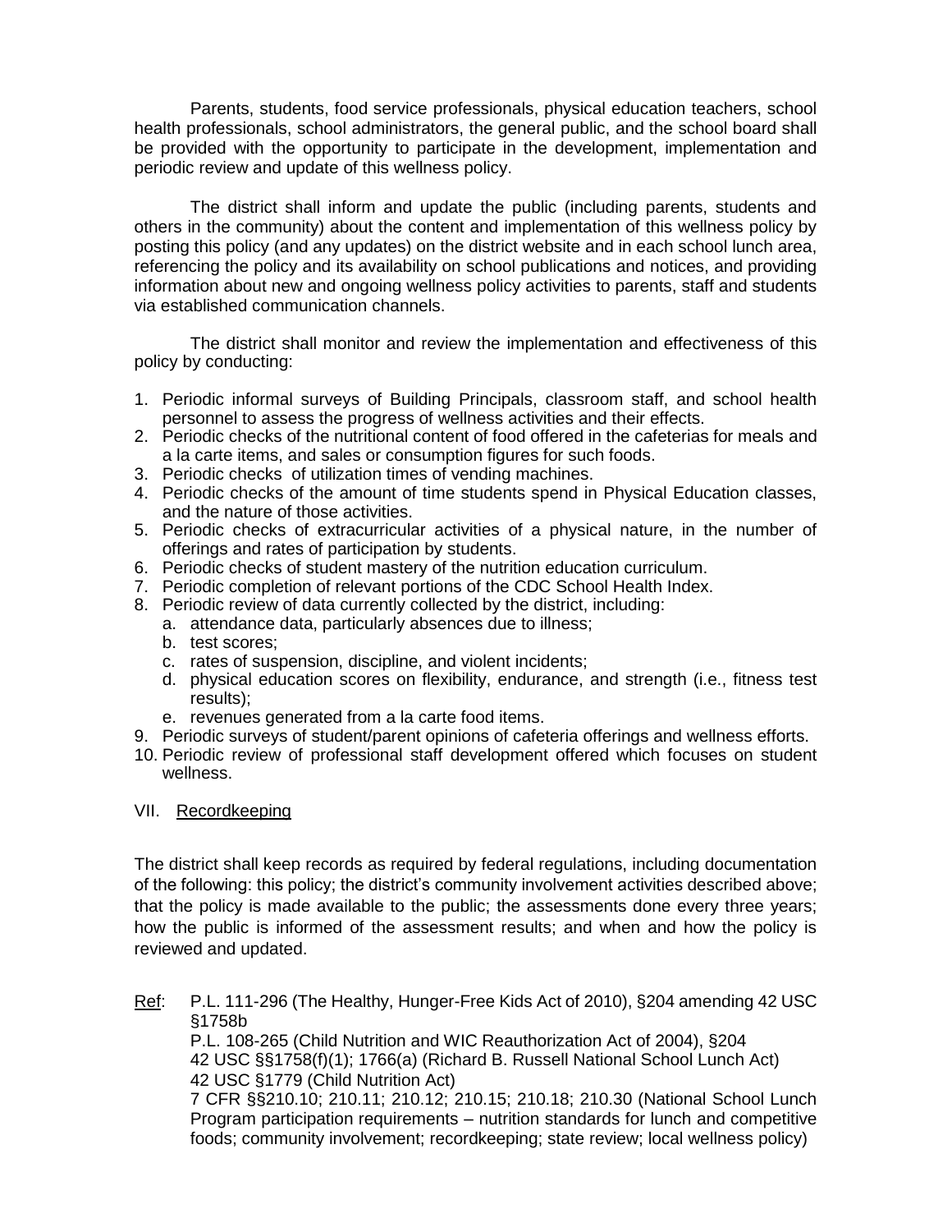Parents, students, food service professionals, physical education teachers, school health professionals, school administrators, the general public, and the school board shall be provided with the opportunity to participate in the development, implementation and periodic review and update of this wellness policy.

The district shall inform and update the public (including parents, students and others in the community) about the content and implementation of this wellness policy by posting this policy (and any updates) on the district website and in each school lunch area, referencing the policy and its availability on school publications and notices, and providing information about new and ongoing wellness policy activities to parents, staff and students via established communication channels.

The district shall monitor and review the implementation and effectiveness of this policy by conducting:

1. Periodic informal surveys of Building Principals, classroom staff, and school health personnel to assess the progress of wellness activities and their effects.
2. Periodic checks of the nutritional content of food offered in the cafeterias for meals and a la carte items, and sales or consumption figures for such foods.
3. Periodic checks of utilization times of vending machines.
4. Periodic checks of the amount of time students spend in Physical Education classes, and the nature of those activities.
5. Periodic checks of extracurricular activities of a physical nature, in the number of offerings and rates of participation by students.
6. Periodic checks of student mastery of the nutrition education curriculum.
7. Periodic completion of relevant portions of the CDC School Health Index.
8. Periodic review of data currently collected by the district, including:
   a. attendance data, particularly absences due to illness;
   b. test scores;
   c. rates of suspension, discipline, and violent incidents;
   d. physical education scores on flexibility, endurance, and strength (i.e., fitness test results);
   e. revenues generated from a la carte food items.
9. Periodic surveys of student/parent opinions of cafeteria offerings and wellness efforts.
10. Periodic review of professional staff development offered which focuses on student wellness.

VII. Recordkeeping

The district shall keep records as required by federal regulations, including documentation of the following: this policy; the district's community involvement activities described above; that the policy is made available to the public; the assessments done every three years; how the public is informed of the assessment results; and when and how the policy is reviewed and updated.

Ref: P.L. 111-296 (The Healthy, Hunger-Free Kids Act of 2010), §204 amending 42 USC §1758b
P.L. 108-265 (Child Nutrition and WIC Reauthorization Act of 2004), §204
42 USC §§1758(f)(1); 1766(a) (Richard B. Russell National School Lunch Act)
42 USC §1779 (Child Nutrition Act)
7 CFR §§210.10; 210.11; 210.12; 210.15; 210.18; 210.30 (National School Lunch Program participation requirements – nutrition standards for lunch and competitive foods; community involvement; recordkeeping; state review; local wellness policy)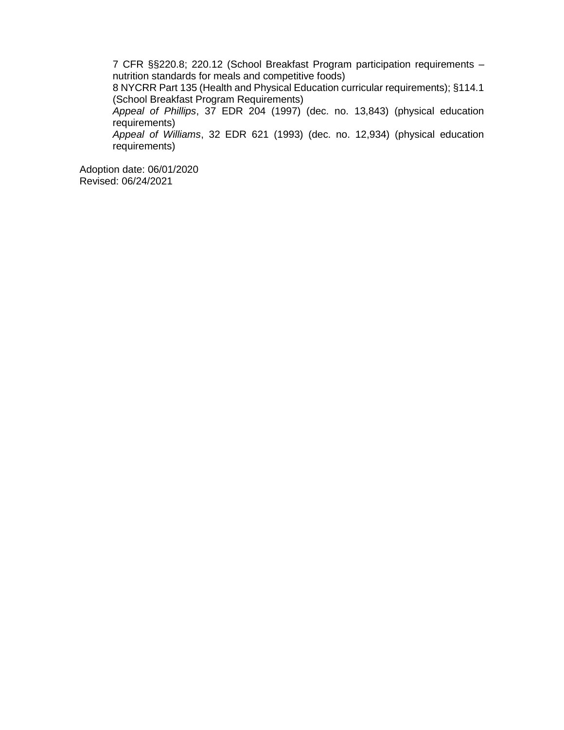7 CFR §§220.8; 220.12 (School Breakfast Program participation requirements – nutrition standards for meals and competitive foods)
8 NYCRR Part 135 (Health and Physical Education curricular requirements); §114.1 (School Breakfast Program Requirements)
*Appeal of Phillips*, 37 EDR 204 (1997) (dec. no. 13,843) (physical education requirements)
*Appeal of Williams*, 32 EDR 621 (1993) (dec. no. 12,934) (physical education requirements)

Adoption date: 06/01/2020
Revised: 06/24/2021